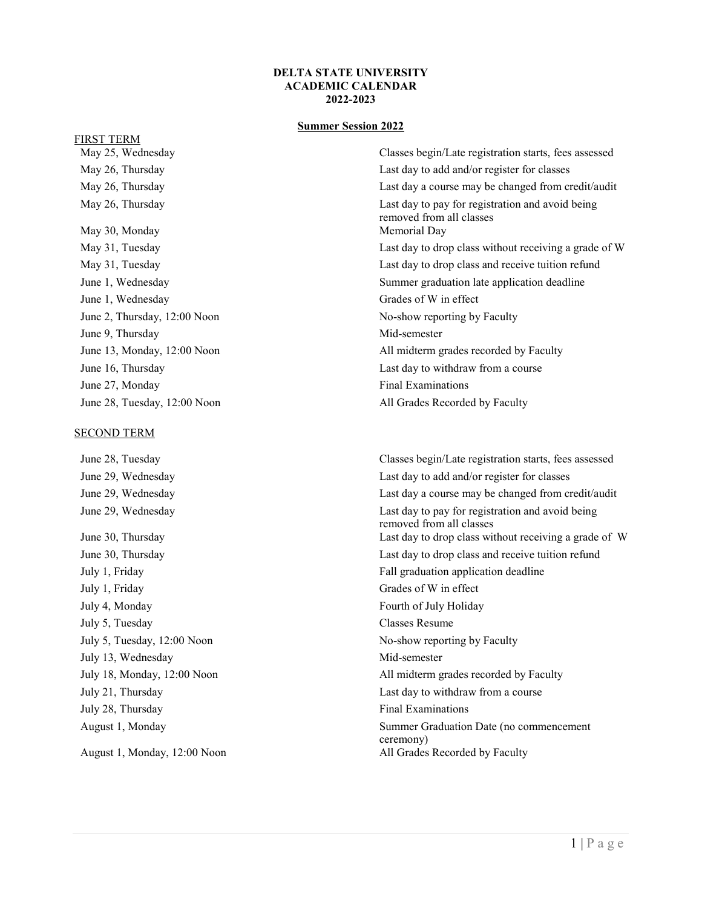# DELTA STATE UNIVERSITY
# ACADEMIC CALENDAR
# 2022-2023

## Summer Session 2022

### FIRST TERM

| | |
|---|---|
| May 25, Wednesday | Classes begin/Late registration starts, fees assessed |
| May 26, Thursday | Last day to add and/or register for classes |
| May 26, Thursday | Last day a course may be changed from credit/audit |
| May 26, Thursday | Last day to pay for registration and avoid being removed from all classes |
| May 30, Monday | Memorial Day |
| May 31, Tuesday | Last day to drop class without receiving a grade of W |
| May 31, Tuesday | Last day to drop class and receive tuition refund |
| June 1, Wednesday | Summer graduation late application deadline |
| June 1, Wednesday | Grades of W in effect |
| June 2, Thursday, 12:00 Noon | No-show reporting by Faculty |
| June 9, Thursday | Mid-semester |
| June 13, Monday, 12:00 Noon | All midterm grades recorded by Faculty |
| June 16, Thursday | Last day to withdraw from a course |
| June 27, Monday | Final Examinations |
| June 28, Tuesday, 12:00 Noon | All Grades Recorded by Faculty |

### SECOND TERM

| | |
|---|---|
| June 28, Tuesday | Classes begin/Late registration starts, fees assessed |
| June 29, Wednesday | Last day to add and/or register for classes |
| June 29, Wednesday | Last day a course may be changed from credit/audit |
| June 29, Wednesday | Last day to pay for registration and avoid being removed from all classes |
| June 30, Thursday | Last day to drop class without receiving a grade of W |
| June 30, Thursday | Last day to drop class and receive tuition refund |
| July 1, Friday | Fall graduation application deadline |
| July 1, Friday | Grades of W in effect |
| July 4, Monday | Fourth of July Holiday |
| July 5, Tuesday | Classes Resume |
| July 5, Tuesday, 12:00 Noon | No-show reporting by Faculty |
| July 13, Wednesday | Mid-semester |
| July 18, Monday, 12:00 Noon | All midterm grades recorded by Faculty |
| July 21, Thursday | Last day to withdraw from a course |
| July 28, Thursday | Final Examinations |
| August 1, Monday | Summer Graduation Date (no commencement ceremony) |
| August 1, Monday, 12:00 Noon | All Grades Recorded by Faculty |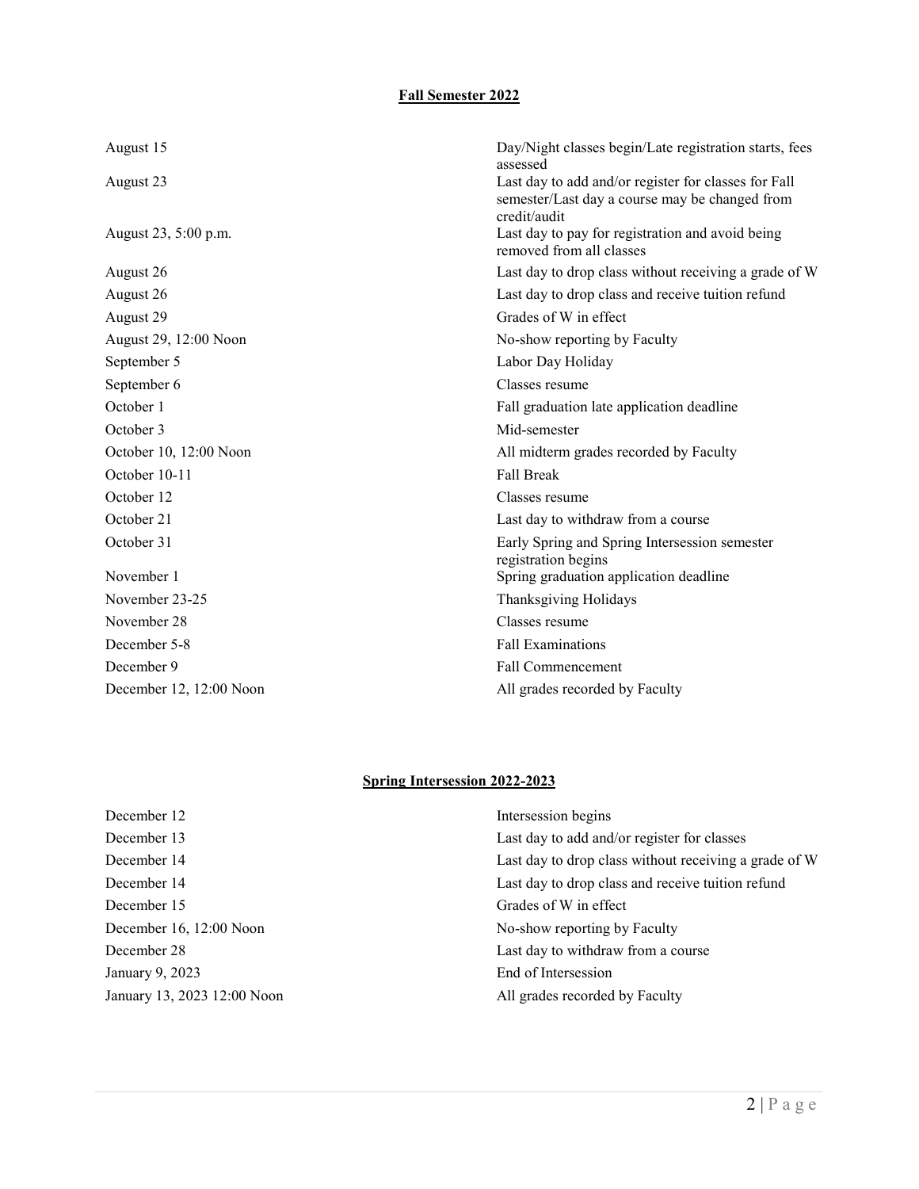## Fall Semester 2022

| | |
|---|---|
| August 15 | Day/Night classes begin/Late registration starts, fees assessed |
| August 23 | Last day to add and/or register for classes for Fall semester/Last day a course may be changed from credit/audit |
| August 23, 5:00 p.m. | Last day to pay for registration and avoid being removed from all classes |
| August 26 | Last day to drop class without receiving a grade of W |
| August 26 | Last day to drop class and receive tuition refund |
| August 29 | Grades of W in effect |
| August 29, 12:00 Noon | No-show reporting by Faculty |
| September 5 | Labor Day Holiday |
| September 6 | Classes resume |
| October 1 | Fall graduation late application deadline |
| October 3 | Mid-semester |
| October 10, 12:00 Noon | All midterm grades recorded by Faculty |
| October 10-11 | Fall Break |
| October 12 | Classes resume |
| October 21 | Last day to withdraw from a course |
| October 31 | Early Spring and Spring Intersession semester registration begins |
| November 1 | Spring graduation application deadline |
| November 23-25 | Thanksgiving Holidays |
| November 28 | Classes resume |
| December 5-8 | Fall Examinations |
| December 9 | Fall Commencement |
| December 12, 12:00 Noon | All grades recorded by Faculty |

## Spring Intersession 2022-2023

| | |
|---|---|
| December 12 | Intersession begins |
| December 13 | Last day to add and/or register for classes |
| December 14 | Last day to drop class without receiving a grade of W |
| December 14 | Last day to drop class and receive tuition refund |
| December 15 | Grades of W in effect |
| December 16, 12:00 Noon | No-show reporting by Faculty |
| December 28 | Last day to withdraw from a course |
| January 9, 2023 | End of Intersession |
| January 13, 2023 12:00 Noon | All grades recorded by Faculty |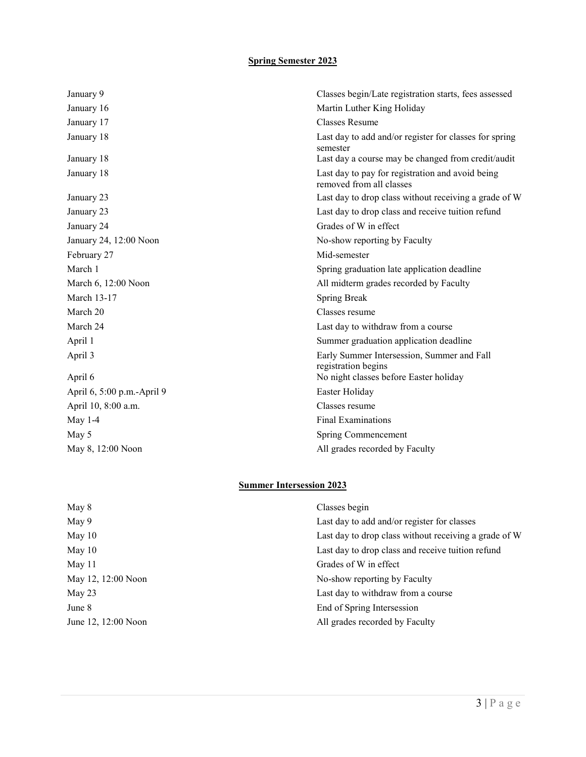## Spring Semester 2023

| | |
|---|---|
| January 9 | Classes begin/Late registration starts, fees assessed |
| January 16 | Martin Luther King Holiday |
| January 17 | Classes Resume |
| January 18 | Last day to add and/or register for classes for spring semester |
| January 18 | Last day a course may be changed from credit/audit |
| January 18 | Last day to pay for registration and avoid being removed from all classes |
| January 23 | Last day to drop class without receiving a grade of W |
| January 23 | Last day to drop class and receive tuition refund |
| January 24 | Grades of W in effect |
| January 24, 12:00 Noon | No-show reporting by Faculty |
| February 27 | Mid-semester |
| March 1 | Spring graduation late application deadline |
| March 6, 12:00 Noon | All midterm grades recorded by Faculty |
| March 13-17 | Spring Break |
| March 20 | Classes resume |
| March 24 | Last day to withdraw from a course |
| April 1 | Summer graduation application deadline |
| April 3 | Early Summer Intersession, Summer and Fall registration begins |
| April 6 | No night classes before Easter holiday |
| April 6, 5:00 p.m.-April 9 | Easter Holiday |
| April 10, 8:00 a.m. | Classes resume |
| May 1-4 | Final Examinations |
| May 5 | Spring Commencement |
| May 8, 12:00 Noon | All grades recorded by Faculty |

## Summer Intersession 2023

| | |
|---|---|
| May 8 | Classes begin |
| May 9 | Last day to add and/or register for classes |
| May 10 | Last day to drop class without receiving a grade of W |
| May 10 | Last day to drop class and receive tuition refund |
| May 11 | Grades of W in effect |
| May 12, 12:00 Noon | No-show reporting by Faculty |
| May 23 | Last day to withdraw from a course |
| June 8 | End of Spring Intersession |
| June 12, 12:00 Noon | All grades recorded by Faculty |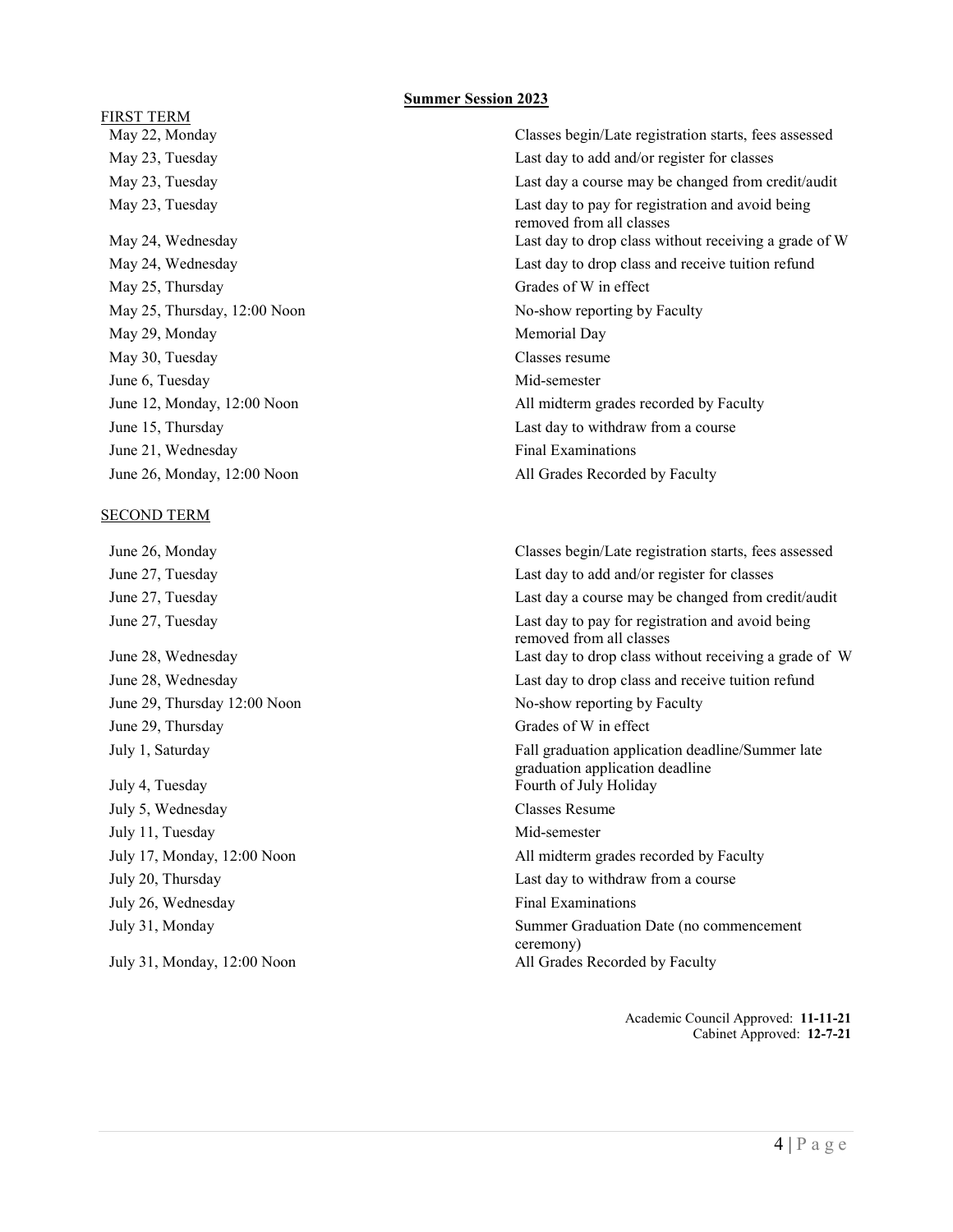## Summer Session 2023

FIRST TERM

| | |
|---|---|
| May 22, Monday | Classes begin/Late registration starts, fees assessed |
| May 23, Tuesday | Last day to add and/or register for classes |
| May 23, Tuesday | Last day a course may be changed from credit/audit |
| May 23, Tuesday | Last day to pay for registration and avoid being removed from all classes |
| May 24, Wednesday | Last day to drop class without receiving a grade of W |
| May 24, Wednesday | Last day to drop class and receive tuition refund |
| May 25, Thursday | Grades of W in effect |
| May 25, Thursday, 12:00 Noon | No-show reporting by Faculty |
| May 29, Monday | Memorial Day |
| May 30, Tuesday | Classes resume |
| June 6, Tuesday | Mid-semester |
| June 12, Monday, 12:00 Noon | All midterm grades recorded by Faculty |
| June 15, Thursday | Last day to withdraw from a course |
| June 21, Wednesday | Final Examinations |
| June 26, Monday, 12:00 Noon | All Grades Recorded by Faculty |

SECOND TERM

| | |
|---|---|
| June 26, Monday | Classes begin/Late registration starts, fees assessed |
| June 27, Tuesday | Last day to add and/or register for classes |
| June 27, Tuesday | Last day a course may be changed from credit/audit |
| June 27, Tuesday | Last day to pay for registration and avoid being removed from all classes |
| June 28, Wednesday | Last day to drop class without receiving a grade of W |
| June 28, Wednesday | Last day to drop class and receive tuition refund |
| June 29, Thursday 12:00 Noon | No-show reporting by Faculty |
| June 29, Thursday | Grades of W in effect |
| July 1, Saturday | Fall graduation application deadline/Summer late graduation application deadline |
| July 4, Tuesday | Fourth of July Holiday |
| July 5, Wednesday | Classes Resume |
| July 11, Tuesday | Mid-semester |
| July 17, Monday, 12:00 Noon | All midterm grades recorded by Faculty |
| July 20, Thursday | Last day to withdraw from a course |
| July 26, Wednesday | Final Examinations |
| July 31, Monday | Summer Graduation Date (no commencement ceremony) |
| July 31, Monday, 12:00 Noon | All Grades Recorded by Faculty |

Academic Council Approved: **11-11-21**
Cabinet Approved: **12-7-21**